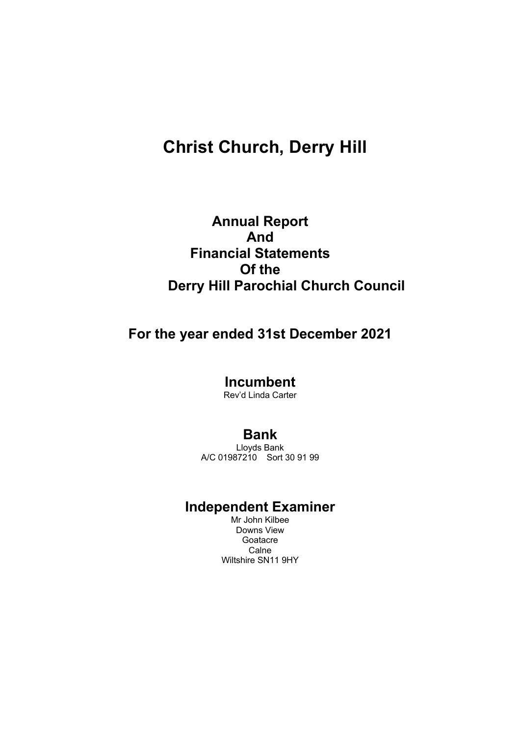# Christ Church, Derry Hill

## Annual Report
## And
## Financial Statements
## Of the
## Derry Hill Parochial Church Council

## For the year ended 31st December 2021

### Incumbent
Rev'd Linda Carter

### Bank
Lloyds Bank
A/C 01987210 Sort 30 91 99

### Independent Examiner
Mr John Kilbee
Downs View
Goatacre
Calne
Wiltshire SN11 9HY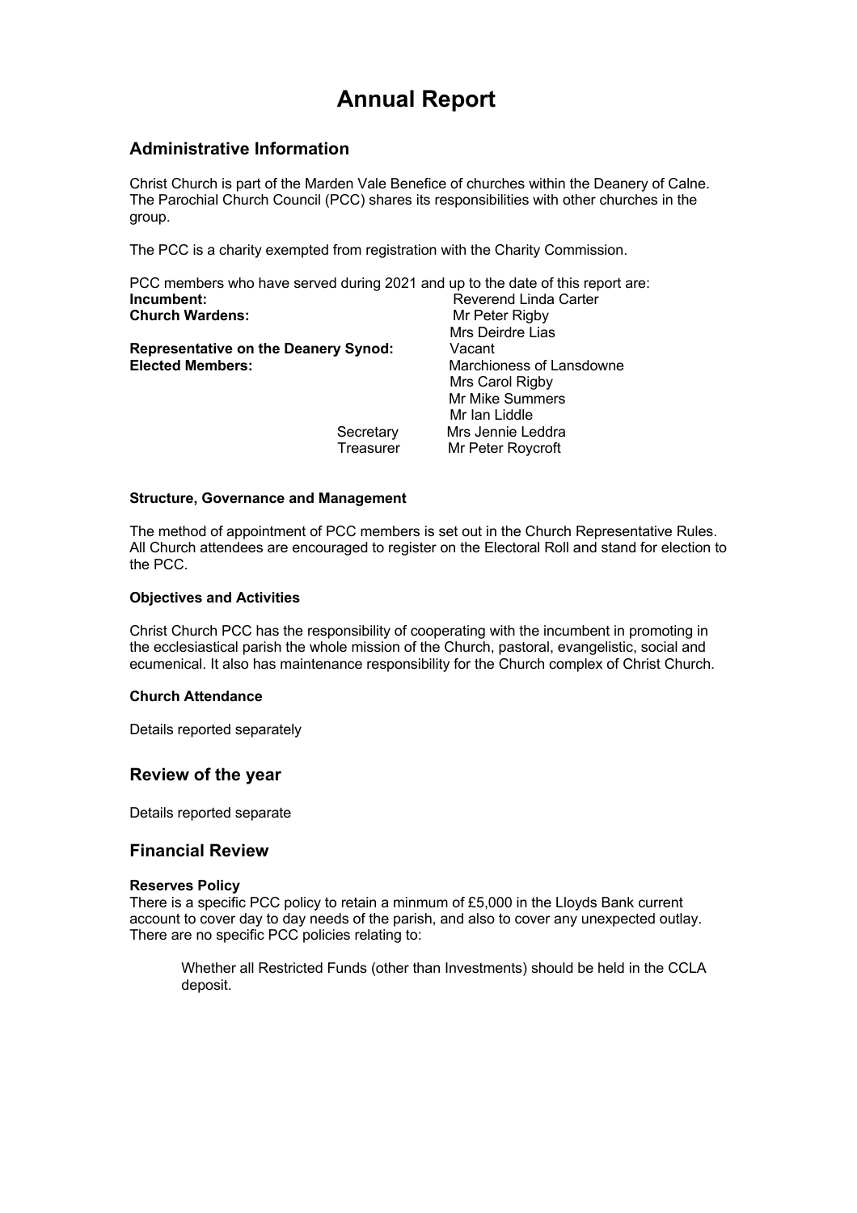# Annual Report

## Administrative Information

Christ Church is part of the Marden Vale Benefice of churches within the Deanery of Calne. The Parochial Church Council (PCC) shares its responsibilities with other churches in the group.

The PCC is a charity exempted from registration with the Charity Commission.

PCC members who have served during 2021 and up to the date of this report are:

| | | |
|---|---|---|
| **Incumbent:** | | Reverend Linda Carter |
| **Church Wardens:** | | Mr Peter Rigby |
| | | Mrs Deirdre Lias |
| **Representative on the Deanery Synod:** | | Vacant |
| **Elected Members:** | | Marchioness of Lansdowne |
| | | Mrs Carol Rigby |
| | | Mr Mike Summers |
| | | Mr Ian Liddle |
| | Secretary | Mrs Jennie Leddra |
| | Treasurer | Mr Peter Roycroft |

#### Structure, Governance and Management

The method of appointment of PCC members is set out in the Church Representative Rules. All Church attendees are encouraged to register on the Electoral Roll and stand for election to the PCC.

#### Objectives and Activities

Christ Church PCC has the responsibility of cooperating with the incumbent in promoting in the ecclesiastical parish the whole mission of the Church, pastoral, evangelistic, social and ecumenical. It also has maintenance responsibility for the Church complex of Christ Church.

#### Church Attendance

Details reported separately

## Review of the year

Details reported separate

## Financial Review

#### Reserves Policy

There is a specific PCC policy to retain a minmum of £5,000 in the Lloyds Bank current account to cover day to day needs of the parish, and also to cover any unexpected outlay. There are no specific PCC policies relating to:

> Whether all Restricted Funds (other than Investments) should be held in the CCLA deposit.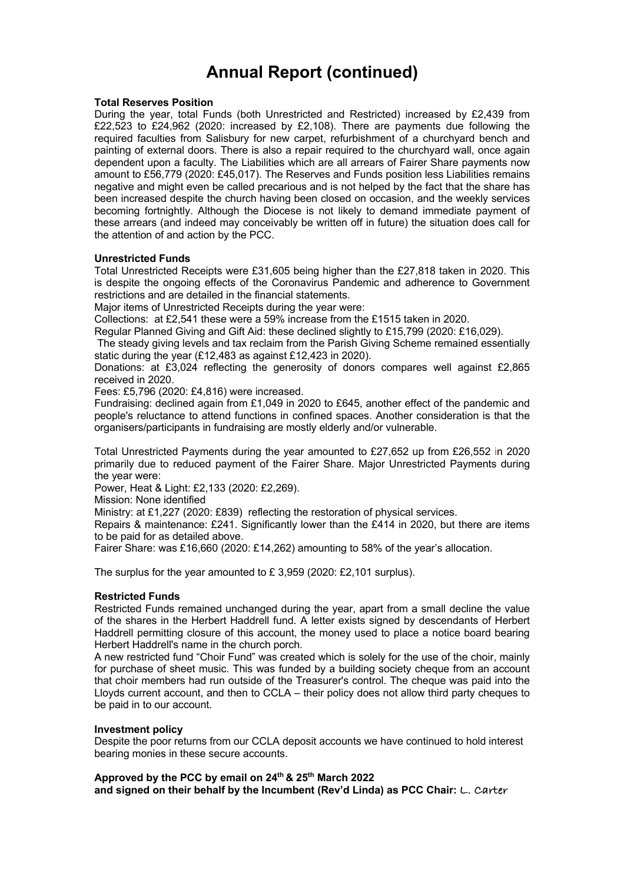# Annual Report (continued)

**Total Reserves Position**

During the year, total Funds (both Unrestricted and Restricted) increased by £2,439 from £22,523 to £24,962 (2020: increased by £2,108). There are payments due following the required faculties from Salisbury for new carpet, refurbishment of a churchyard bench and painting of external doors. There is also a repair required to the churchyard wall, once again dependent upon a faculty. The Liabilities which are all arrears of Fairer Share payments now amount to £56,779 (2020: £45,017). The Reserves and Funds position less Liabilities remains negative and might even be called precarious and is not helped by the fact that the share has been increased despite the church having been closed on occasion, and the weekly services becoming fortnightly. Although the Diocese is not likely to demand immediate payment of these arrears (and indeed may conceivably be written off in future) the situation does call for the attention of and action by the PCC.

**Unrestricted Funds**

Total Unrestricted Receipts were £31,605 being higher than the £27,818 taken in 2020. This is despite the ongoing effects of the Coronavirus Pandemic and adherence to Government restrictions and are detailed in the financial statements.

Major items of Unrestricted Receipts during the year were:

Collections: at £2,541 these were a 59% increase from the £1515 taken in 2020.

Regular Planned Giving and Gift Aid: these declined slightly to £15,799 (2020: £16,029).

The steady giving levels and tax reclaim from the Parish Giving Scheme remained essentially static during the year (£12,483 as against £12,423 in 2020).

Donations: at £3,024 reflecting the generosity of donors compares well against £2,865 received in 2020.

Fees: £5,796 (2020: £4,816) were increased.

Fundraising: declined again from £1,049 in 2020 to £645, another effect of the pandemic and people's reluctance to attend functions in confined spaces. Another consideration is that the organisers/participants in fundraising are mostly elderly and/or vulnerable.

Total Unrestricted Payments during the year amounted to £27,652 up from £26,552 in 2020 primarily due to reduced payment of the Fairer Share. Major Unrestricted Payments during the year were:

Power, Heat & Light: £2,133 (2020: £2,269).

Mission: None identified

Ministry: at £1,227 (2020: £839) reflecting the restoration of physical services.

Repairs & maintenance: £241. Significantly lower than the £414 in 2020, but there are items to be paid for as detailed above.

Fairer Share: was £16,660 (2020: £14,262) amounting to 58% of the year's allocation.

The surplus for the year amounted to £ 3,959 (2020: £2,101 surplus).

**Restricted Funds**

Restricted Funds remained unchanged during the year, apart from a small decline the value of the shares in the Herbert Haddrell fund. A letter exists signed by descendants of Herbert Haddrell permitting closure of this account, the money used to place a notice board bearing Herbert Haddrell's name in the church porch.

A new restricted fund "Choir Fund" was created which is solely for the use of the choir, mainly for purchase of sheet music. This was funded by a building society cheque from an account that choir members had run outside of the Treasurer's control. The cheque was paid into the Lloyds current account, and then to CCLA – their policy does not allow third party cheques to be paid in to our account.

**Investment policy**

Despite the poor returns from our CCLA deposit accounts we have continued to hold interest bearing monies in these secure accounts.

**Approved by the PCC by email on 24th & 25th March 2022**
**and signed on their behalf by the Incumbent (Rev'd Linda) as PCC Chair:** L. Carter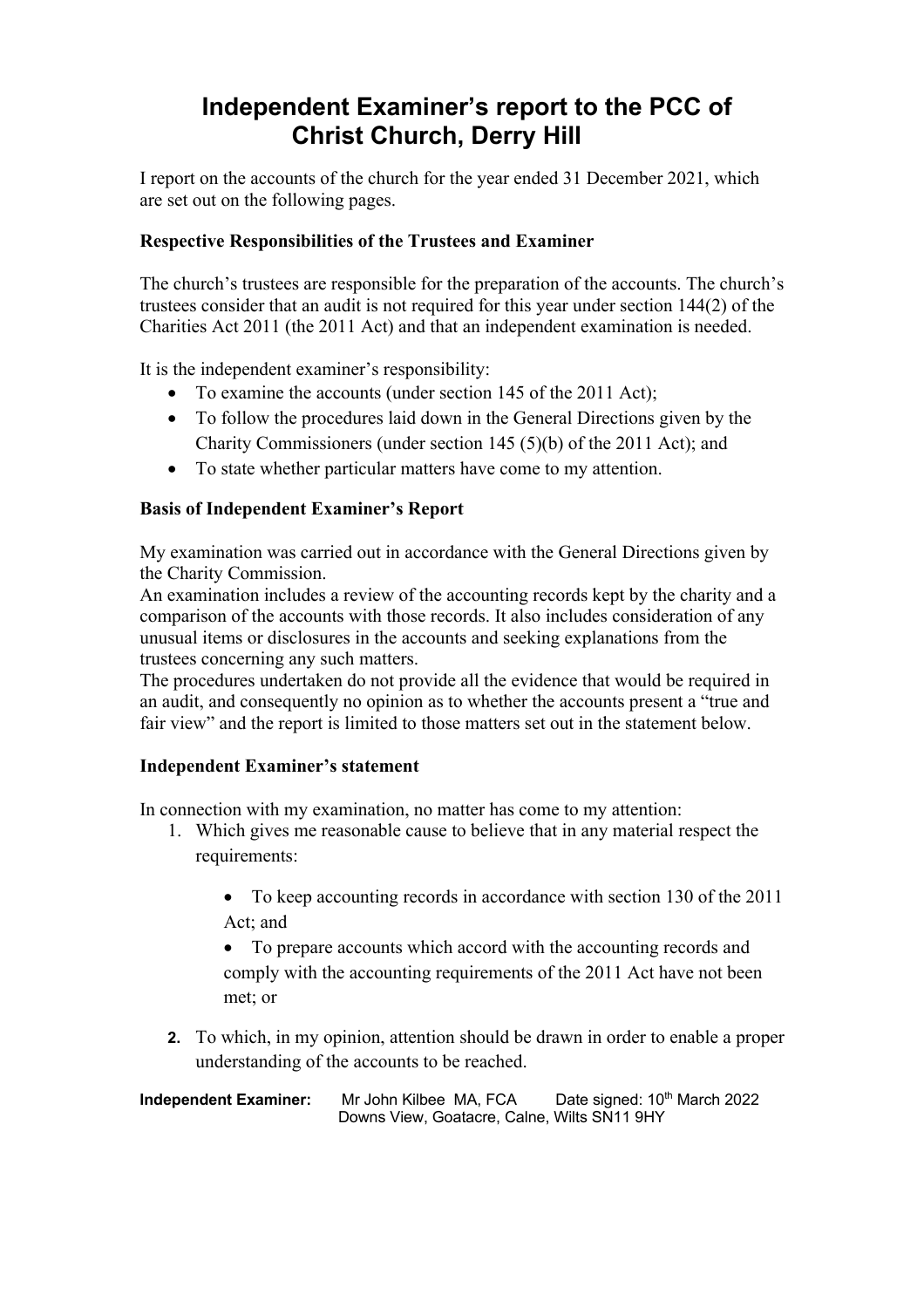# Independent Examiner's report to the PCC of Christ Church, Derry Hill

I report on the accounts of the church for the year ended 31 December 2021, which are set out on the following pages.

**Respective Responsibilities of the Trustees and Examiner**

The church's trustees are responsible for the preparation of the accounts. The church's trustees consider that an audit is not required for this year under section 144(2) of the Charities Act 2011 (the 2011 Act) and that an independent examination is needed.

It is the independent examiner's responsibility:

- To examine the accounts (under section 145 of the 2011 Act);
- To follow the procedures laid down in the General Directions given by the Charity Commissioners (under section 145 (5)(b) of the 2011 Act); and
- To state whether particular matters have come to my attention.

**Basis of Independent Examiner's Report**

My examination was carried out in accordance with the General Directions given by the Charity Commission.
An examination includes a review of the accounting records kept by the charity and a comparison of the accounts with those records. It also includes consideration of any unusual items or disclosures in the accounts and seeking explanations from the trustees concerning any such matters.
The procedures undertaken do not provide all the evidence that would be required in an audit, and consequently no opinion as to whether the accounts present a "true and fair view" and the report is limited to those matters set out in the statement below.

**Independent Examiner's statement**

In connection with my examination, no matter has come to my attention:

1. Which gives me reasonable cause to believe that in any material respect the requirements:
   - To keep accounting records in accordance with section 130 of the 2011 Act; and
   - To prepare accounts which accord with the accounting records and comply with the accounting requirements of the 2011 Act have not been met; or
2. To which, in my opinion, attention should be drawn in order to enable a proper understanding of the accounts to be reached.

**Independent Examiner:** Mr John Kilbee MA, FCA Date signed: 10th March 2022
Downs View, Goatacre, Calne, Wilts SN11 9HY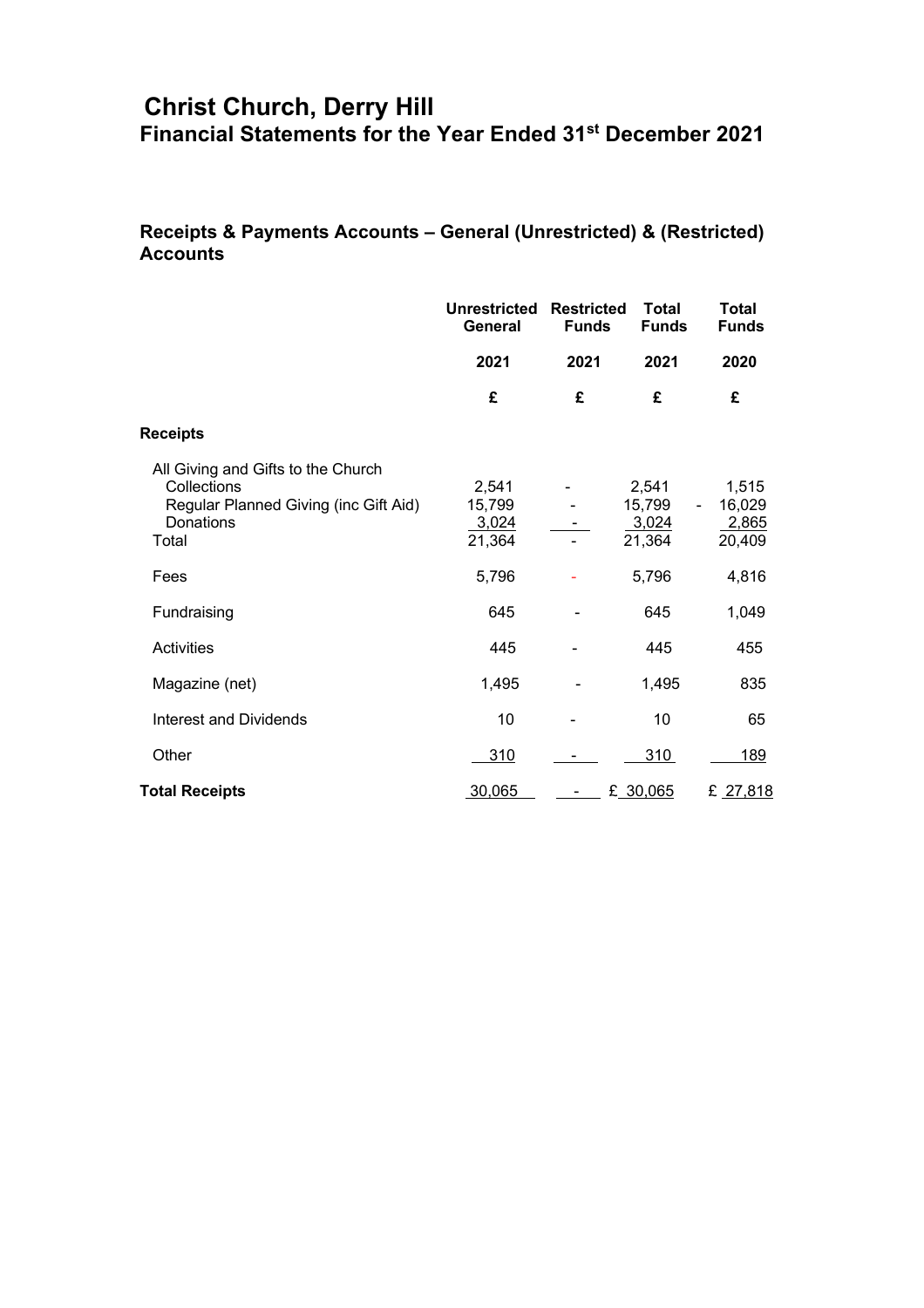# Christ Church, Derry Hill

## Financial Statements for the Year Ended 31st December 2021

### Receipts & Payments Accounts – General (Unrestricted) & (Restricted) Accounts

| | Unrestricted General | Restricted Funds | Total Funds | Total Funds |
|---|---|---|---|---|
| | 2021 | 2021 | 2021 | 2020 |
| | £ | £ | £ | £ |
| **Receipts** | | | | |
| All Giving and Gifts to the Church | | | | |
| Collections | 2,541 | - | 2,541 | 1,515 |
| Regular Planned Giving (inc Gift Aid) | 15,799 | - | 15,799 | - 16,029 |
| Donations | 3,024 | - | 3,024 | 2,865 |
| Total | 21,364 | - | 21,364 | 20,409 |
| Fees | 5,796 | - | 5,796 | 4,816 |
| Fundraising | 645 | - | 645 | 1,049 |
| Activities | 445 | - | 445 | 455 |
| Magazine (net) | 1,495 | - | 1,495 | 835 |
| Interest and Dividends | 10 | - | 10 | 65 |
| Other | 310 | - | 310 | 189 |
| **Total Receipts** | 30,065 | - | £ 30,065 | £ 27,818 |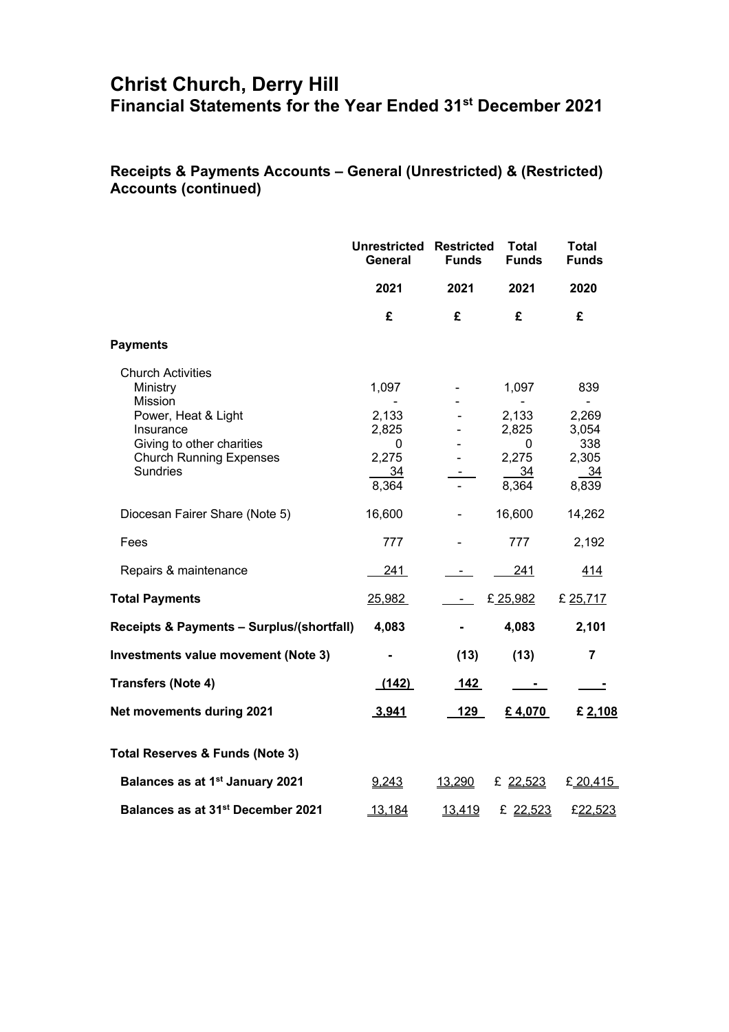# Christ Church, Derry Hill

## Financial Statements for the Year Ended 31st December 2021

### Receipts & Payments Accounts – General (Unrestricted) & (Restricted) Accounts (continued)

| | Unrestricted General | Restricted Funds | Total Funds | Total Funds |
|---|---|---|---|---|
| | 2021 | 2021 | 2021 | 2020 |
| | £ | £ | £ | £ |
| **Payments** | | | | |
| Church Activities | | | | |
| Ministry | 1,097 | - | 1,097 | 839 |
| Mission | - | - | - | - |
| Power, Heat & Light | 2,133 | - | 2,133 | 2,269 |
| Insurance | 2,825 | - | 2,825 | 3,054 |
| Giving to other charities | 0 | - | 0 | 338 |
| Church Running Expenses | 2,275 | - | 2,275 | 2,305 |
| Sundries | 34 | - | 34 | 34 |
| | 8,364 | - | 8,364 | 8,839 |
| Diocesan Fairer Share (Note 5) | 16,600 | - | 16,600 | 14,262 |
| Fees | 777 | - | 777 | 2,192 |
| Repairs & maintenance | 241 | - | 241 | 414 |
| **Total Payments** | 25,982 | - | £ 25,982 | £ 25,717 |
| **Receipts & Payments – Surplus/(shortfall)** | **4,083** | **-** | **4,083** | **2,101** |
| **Investments value movement (Note 3)** | **-** | **(13)** | **(13)** | **7** |
| **Transfers (Note 4)** | **(142)** | **142** | **-** | **-** |
| **Net movements during 2021** | **3,941** | **129** | **£ 4,070** | **£ 2,108** |
| **Total Reserves & Funds (Note 3)** | | | | |
| **Balances as at 1st January 2021** | 9,243 | 13,290 | £ 22,523 | £ 20,415 |
| **Balances as at 31st December 2021** | 13,184 | 13,419 | £ 22,523 | £22,523 |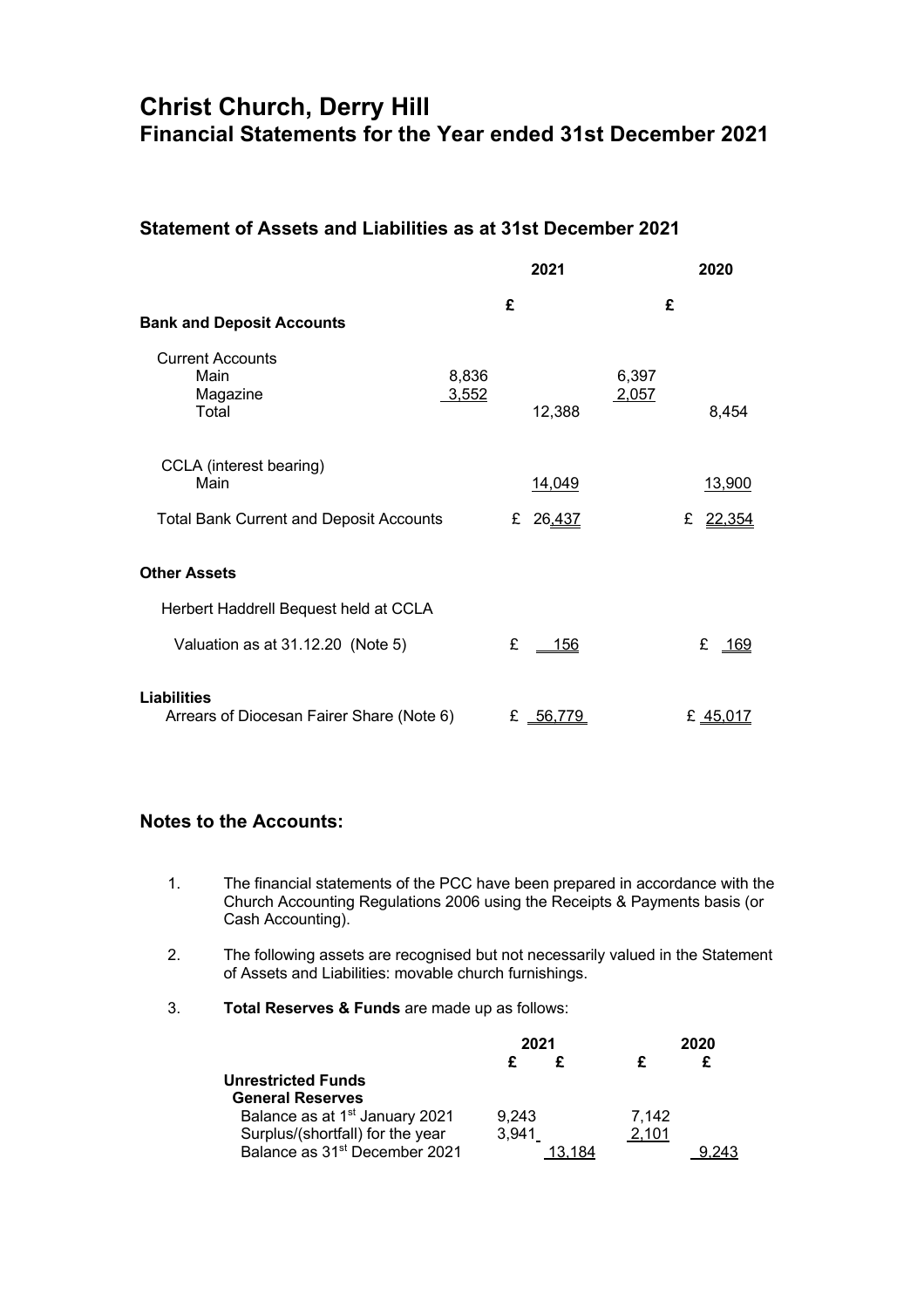# Christ Church, Derry Hill

## Financial Statements for the Year ended 31st December 2021

### Statement of Assets and Liabilities as at 31st December 2021

| | | 2021 | | 2020 |
|---|---|---|---|---|
| | | £ | | £ |
| **Bank and Deposit Accounts** | | | | |
| Current Accounts | | | | |
| Main | 8,836 | | 6,397 | |
| Magazine | 3,552 | | 2,057 | |
| Total | | 12,388 | | 8,454 |
| CCLA (interest bearing) | | | | |
| Main | | 14,049 | | 13,900 |
| Total Bank Current and Deposit Accounts | | £ 26,437 | | £ 22,354 |
| **Other Assets** | | | | |
| Herbert Haddrell Bequest held at CCLA | | | | |
| Valuation as at 31.12.20 (Note 5) | | £ 156 | | £ 169 |
| **Liabilities** | | | | |
| Arrears of Diocesan Fairer Share (Note 6) | | £ 56,779 | | £ 45,017 |

## Notes to the Accounts:

1. The financial statements of the PCC have been prepared in accordance with the Church Accounting Regulations 2006 using the Receipts & Payments basis (or Cash Accounting).

2. The following assets are recognised but not necessarily valued in the Statement of Assets and Liabilities: movable church furnishings.

3. **Total Reserves & Funds** are made up as follows:

| | 2021 | | 2020 | |
|---|---|---|---|---|
| | £ | £ | £ | £ |
| **Unrestricted Funds** | | | | |
| **General Reserves** | | | | |
| Balance as at 1st January 2021 | 9,243 | | 7,142 | |
| Surplus/(shortfall) for the year | 3,941 | | 2,101 | |
| Balance as 31st December 2021 | | 13,184 | | 9,243 |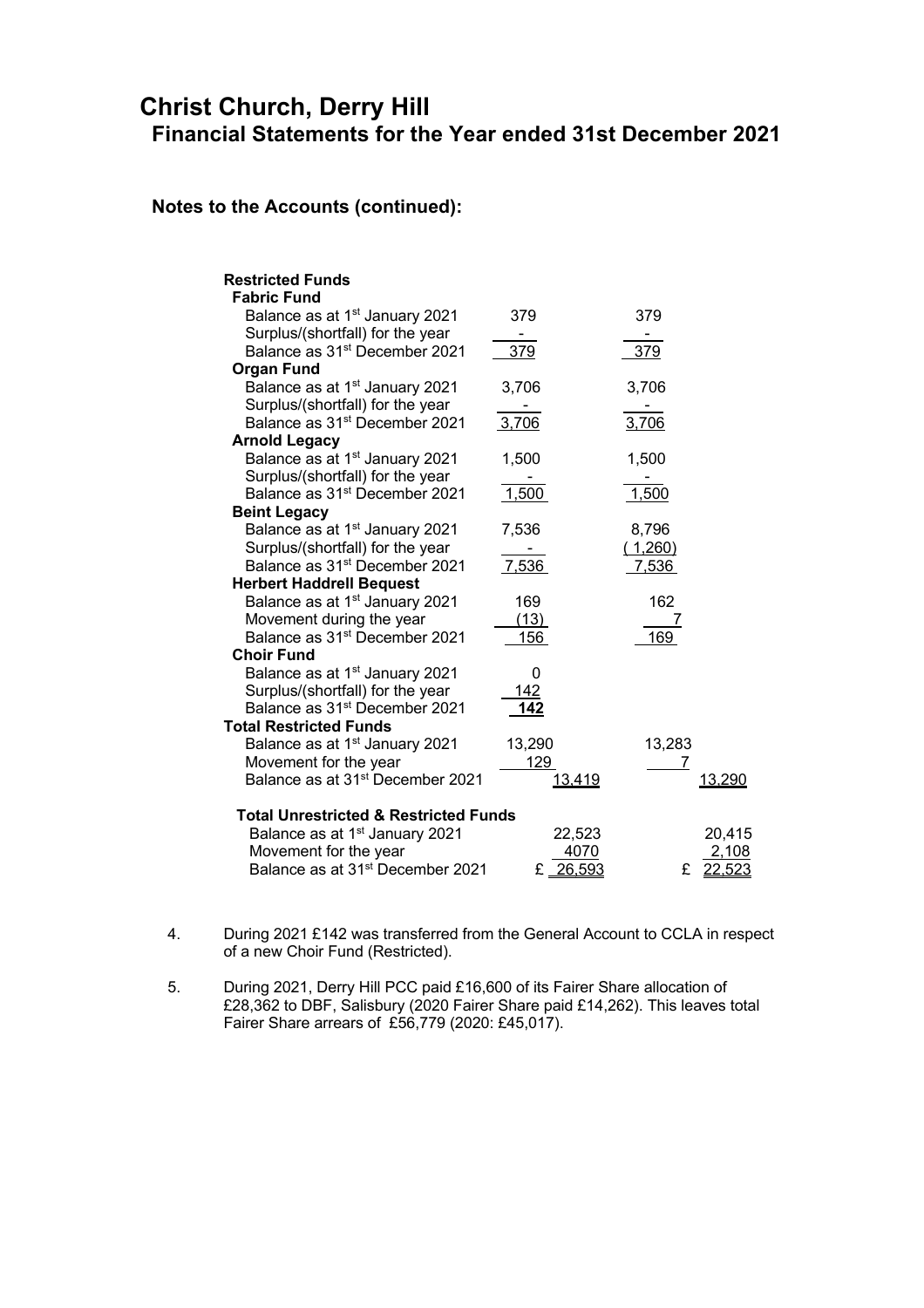# Christ Church, Derry Hill

## Financial Statements for the Year ended 31st December 2021

### Notes to the Accounts (continued):

| | 2021 | | 2020 | |
|---|---|---|---|---|
| **Restricted Funds** | | | | |
| **Fabric Fund** | | | | |
| Balance as at 1st January 2021 | 379 | | 379 | |
| Surplus/(shortfall) for the year | - | | - | |
| Balance as 31st December 2021 | 379 | | 379 | |
| **Organ Fund** | | | | |
| Balance as at 1st January 2021 | 3,706 | | 3,706 | |
| Surplus/(shortfall) for the year | - | | - | |
| Balance as 31st December 2021 | 3,706 | | 3,706 | |
| **Arnold Legacy** | | | | |
| Balance as at 1st January 2021 | 1,500 | | 1,500 | |
| Surplus/(shortfall) for the year | - | | - | |
| Balance as 31st December 2021 | 1,500 | | 1,500 | |
| **Beint Legacy** | | | | |
| Balance as at 1st January 2021 | 7,536 | | 8,796 | |
| Surplus/(shortfall) for the year | - | | ( 1,260) | |
| Balance as 31st December 2021 | 7,536 | | 7,536 | |
| **Herbert Haddrell Bequest** | | | | |
| Balance as at 1st January 2021 | 169 | | 162 | |
| Movement during the year | (13) | | 7 | |
| Balance as 31st December 2021 | 156 | | 169 | |
| **Choir Fund** | | | | |
| Balance as at 1st January 2021 | 0 | | | |
| Surplus/(shortfall) for the year | 142 | | | |
| Balance as 31st December 2021 | **142** | | | |
| **Total Restricted Funds** | | | | |
| Balance as at 1st January 2021 | 13,290 | | 13,283 | |
| Movement for the year | 129 | | 7 | |
| Balance as at 31st December 2021 | | 13,419 | | 13,290 |
| | | | | |
| **Total Unrestricted & Restricted Funds** | | | | |
| Balance as at 1st January 2021 | | 22,523 | | 20,415 |
| Movement for the year | | 4070 | | 2,108 |
| Balance as at 31st December 2021 | | £ 26,593 | | £ 22,523 |

4. During 2021 £142 was transferred from the General Account to CCLA in respect of a new Choir Fund (Restricted).

5. During 2021, Derry Hill PCC paid £16,600 of its Fairer Share allocation of £28,362 to DBF, Salisbury (2020 Fairer Share paid £14,262). This leaves total Fairer Share arrears of £56,779 (2020: £45,017).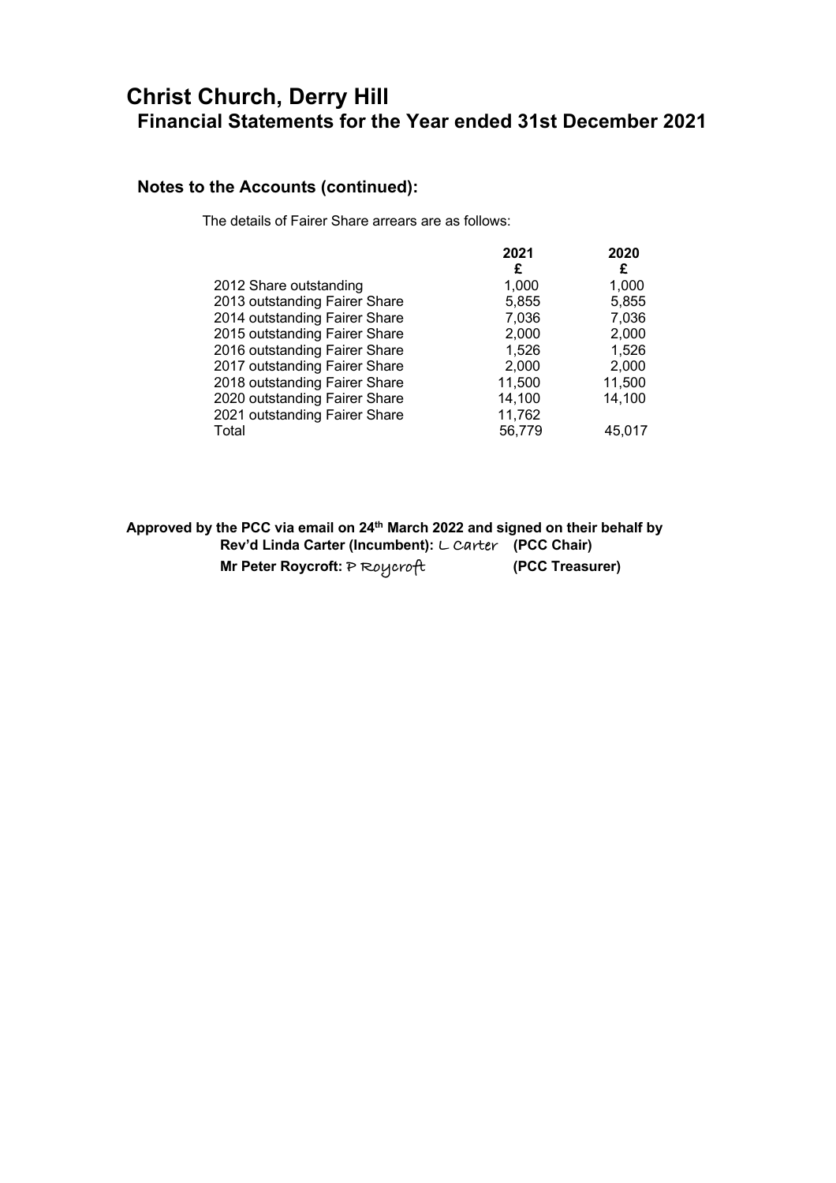# Christ Church, Derry Hill

## Financial Statements for the Year ended 31st December 2021

### Notes to the Accounts (continued):

The details of Fairer Share arrears are as follows:

| | 2021 £ | 2020 £ |
|---|---|---|
| 2012 Share outstanding | 1,000 | 1,000 |
| 2013 outstanding Fairer Share | 5,855 | 5,855 |
| 2014 outstanding Fairer Share | 7,036 | 7,036 |
| 2015 outstanding Fairer Share | 2,000 | 2,000 |
| 2016 outstanding Fairer Share | 1,526 | 1,526 |
| 2017 outstanding Fairer Share | 2,000 | 2,000 |
| 2018 outstanding Fairer Share | 11,500 | 11,500 |
| 2020 outstanding Fairer Share | 14,100 | 14,100 |
| 2021 outstanding Fairer Share | 11,762 | |
| Total | 56,779 | 45,017 |

**Approved by the PCC via email on 24th March 2022 and signed on their behalf by**

**Rev'd Linda Carter (Incumbent):** L Carter **(PCC Chair)**

**Mr Peter Roycroft:** P Roycroft **(PCC Treasurer)**